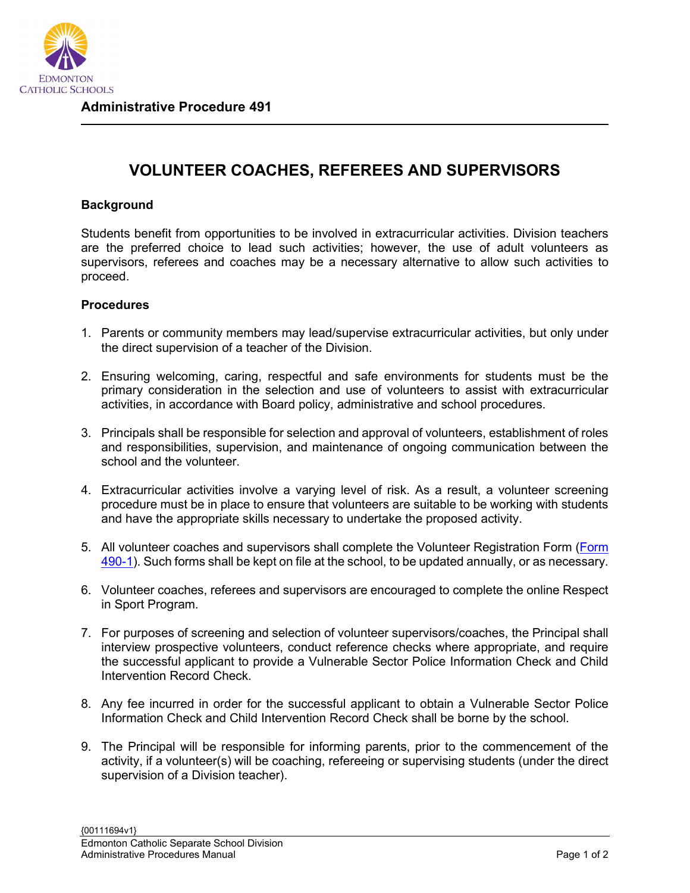**Administrative Procedure 491**

# VOLUNTEER COACHES, REFEREES AND SUPERVISORS

## Background

Students benefit from opportunities to be involved in extracurricular activities. Division teachers are the preferred choice to lead such activities; however, the use of adult volunteers as supervisors, referees and coaches may be a necessary alternative to allow such activities to proceed.

## Procedures

1. Parents or community members may lead/supervise extracurricular activities, but only under the direct supervision of a teacher of the Division.

2. Ensuring welcoming, caring, respectful and safe environments for students must be the primary consideration in the selection and use of volunteers to assist with extracurricular activities, in accordance with Board policy, administrative and school procedures.

3. Principals shall be responsible for selection and approval of volunteers, establishment of roles and responsibilities, supervision, and maintenance of ongoing communication between the school and the volunteer.

4. Extracurricular activities involve a varying level of risk. As a result, a volunteer screening procedure must be in place to ensure that volunteers are suitable to be working with students and have the appropriate skills necessary to undertake the proposed activity.

5. All volunteer coaches and supervisors shall complete the Volunteer Registration Form (Form 490-1). Such forms shall be kept on file at the school, to be updated annually, or as necessary.

6. Volunteer coaches, referees and supervisors are encouraged to complete the online Respect in Sport Program.

7. For purposes of screening and selection of volunteer supervisors/coaches, the Principal shall interview prospective volunteers, conduct reference checks where appropriate, and require the successful applicant to provide a Vulnerable Sector Police Information Check and Child Intervention Record Check.

8. Any fee incurred in order for the successful applicant to obtain a Vulnerable Sector Police Information Check and Child Intervention Record Check shall be borne by the school.

9. The Principal will be responsible for informing parents, prior to the commencement of the activity, if a volunteer(s) will be coaching, refereeing or supervising students (under the direct supervision of a Division teacher).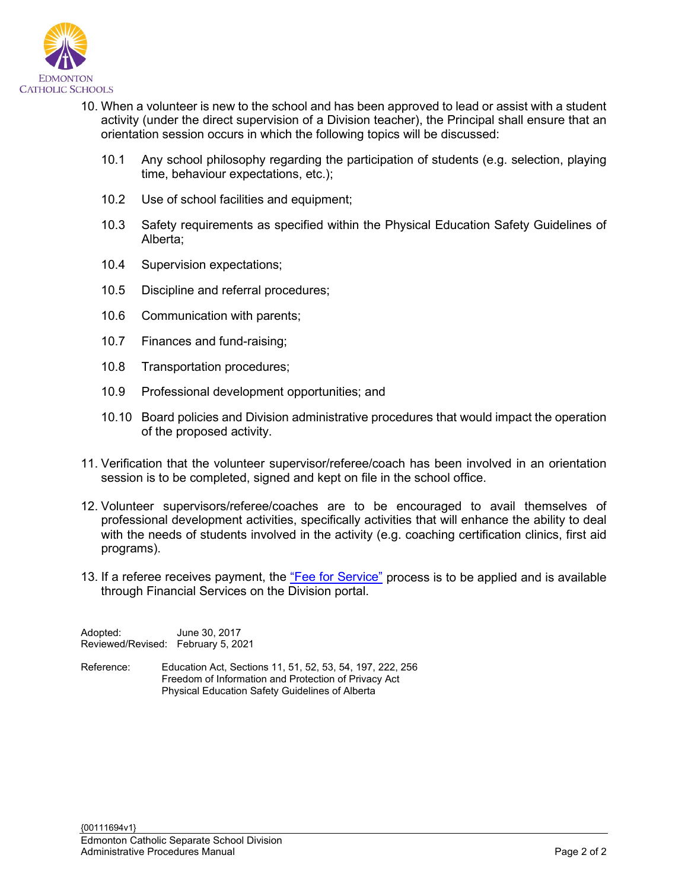10. When a volunteer is new to the school and has been approved to lead or assist with a student activity (under the direct supervision of a Division teacher), the Principal shall ensure that an orientation session occurs in which the following topics will be discussed:

    10.1 Any school philosophy regarding the participation of students (e.g. selection, playing time, behaviour expectations, etc.);

    10.2 Use of school facilities and equipment;

    10.3 Safety requirements as specified within the Physical Education Safety Guidelines of Alberta;

    10.4 Supervision expectations;

    10.5 Discipline and referral procedures;

    10.6 Communication with parents;

    10.7 Finances and fund-raising;

    10.8 Transportation procedures;

    10.9 Professional development opportunities; and

    10.10 Board policies and Division administrative procedures that would impact the operation of the proposed activity.

11. Verification that the volunteer supervisor/referee/coach has been involved in an orientation session is to be completed, signed and kept on file in the school office.

12. Volunteer supervisors/referee/coaches are to be encouraged to avail themselves of professional development activities, specifically activities that will enhance the ability to deal with the needs of students involved in the activity (e.g. coaching certification clinics, first aid programs).

13. If a referee receives payment, the "Fee for Service" process is to be applied and is available through Financial Services on the Division portal.

Adopted: June 30, 2017
Reviewed/Revised: February 5, 2021

Reference: Education Act, Sections 11, 51, 52, 53, 54, 197, 222, 256
Freedom of Information and Protection of Privacy Act
Physical Education Safety Guidelines of Alberta